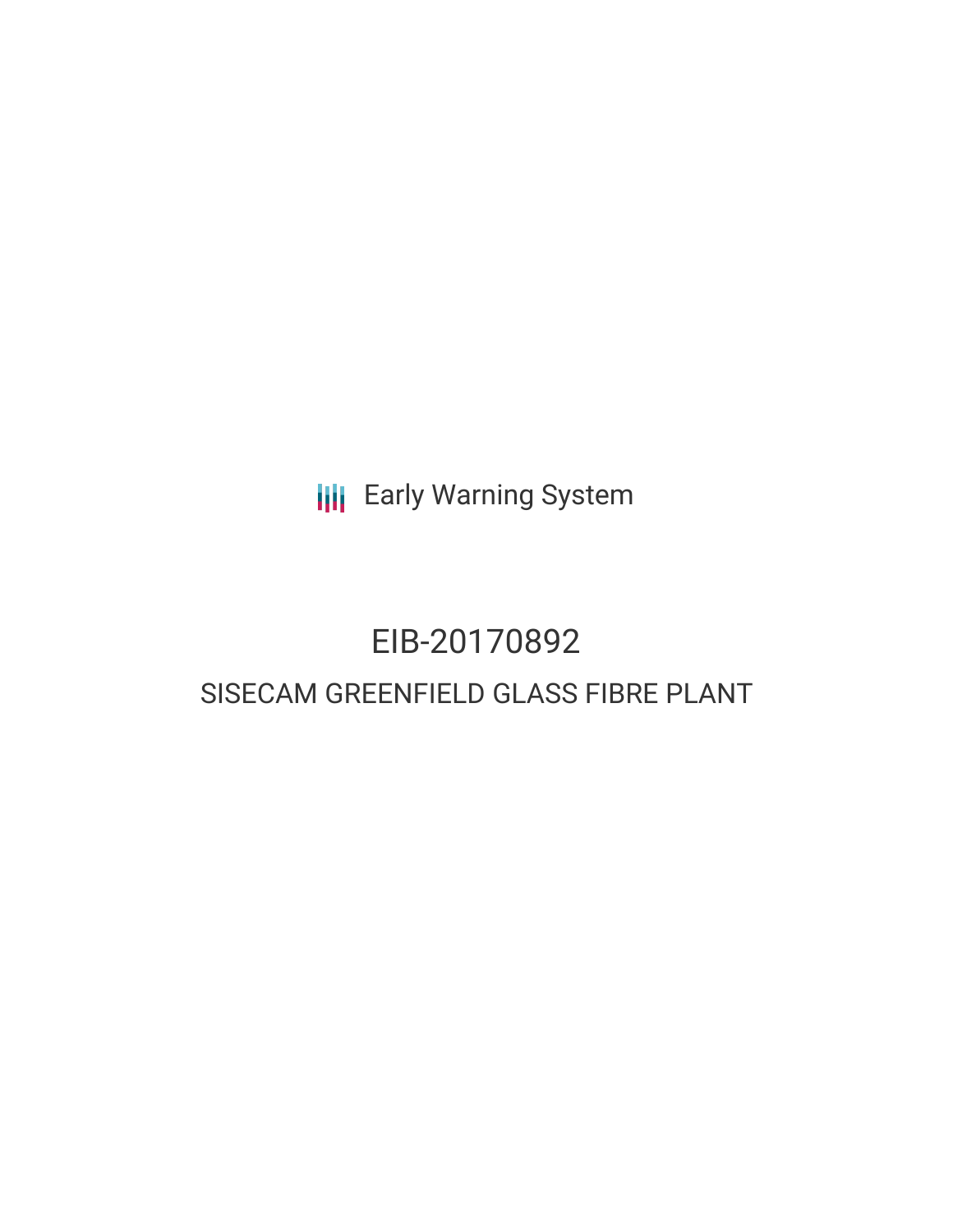Early Warning System

# EIB-20170892

## SISECAM GREENFIELD GLASS FIBRE PLANT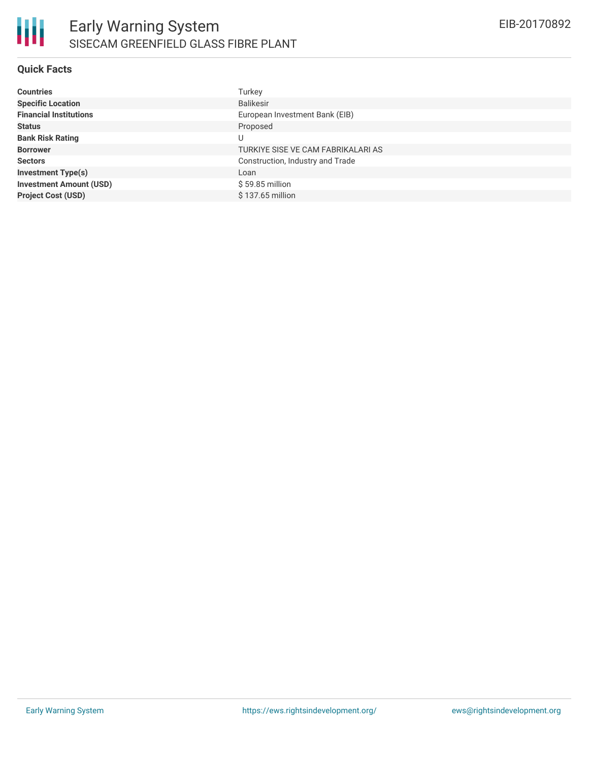## Quick Facts

| | |
|---|---|
| **Countries** | Turkey |
| **Specific Location** | Balikesir |
| **Financial Institutions** | European Investment Bank (EIB) |
| **Status** | Proposed |
| **Bank Risk Rating** | U |
| **Borrower** | TURKIYE SISE VE CAM FABRIKALARI AS |
| **Sectors** | Construction, Industry and Trade |
| **Investment Type(s)** | Loan |
| **Investment Amount (USD)** | $ 59.85 million |
| **Project Cost (USD)** | $ 137.65 million |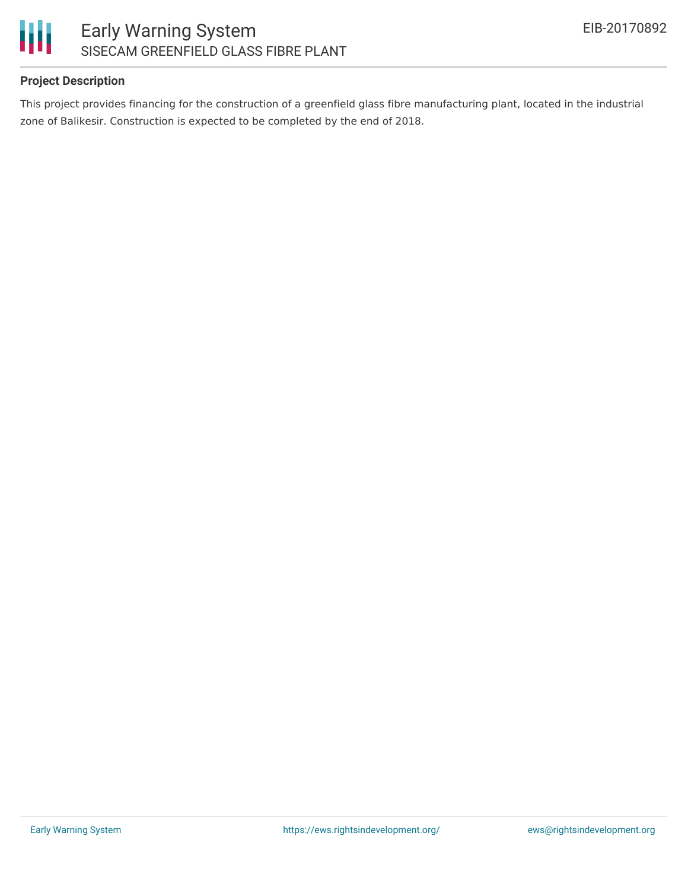### Project Description

This project provides financing for the construction of a greenfield glass fibre manufacturing plant, located in the industrial zone of Balikesir. Construction is expected to be completed by the end of 2018.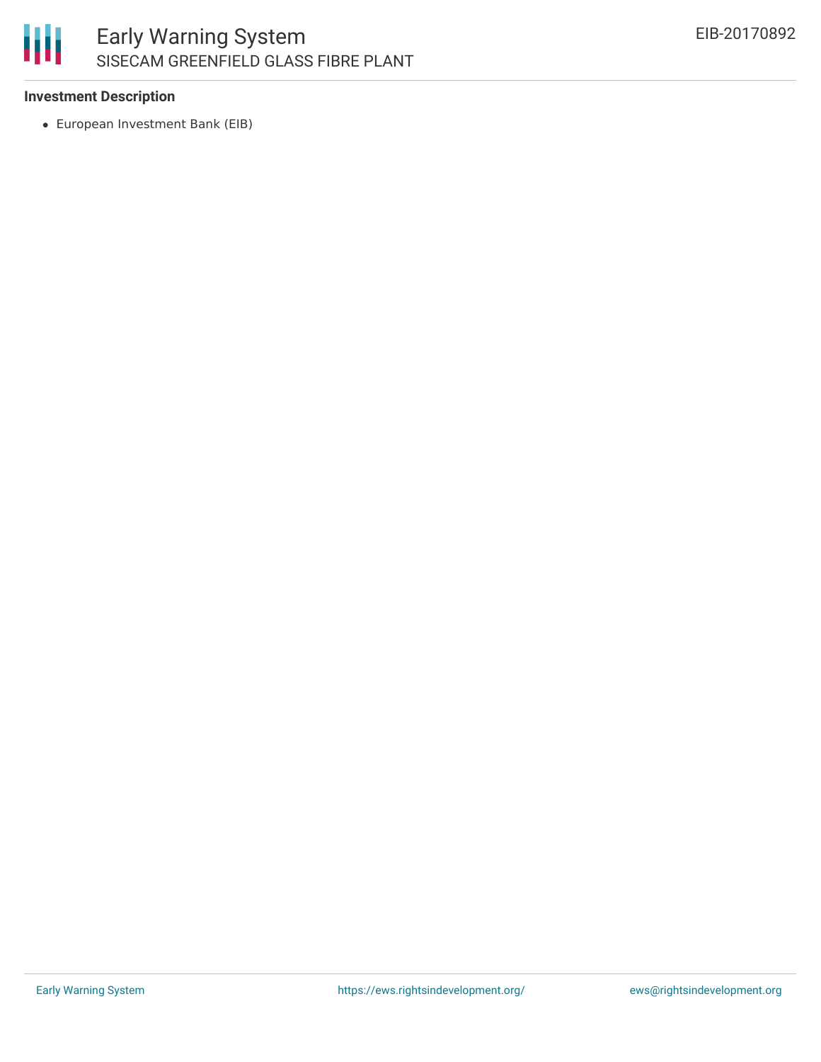### Investment Description

- European Investment Bank (EIB)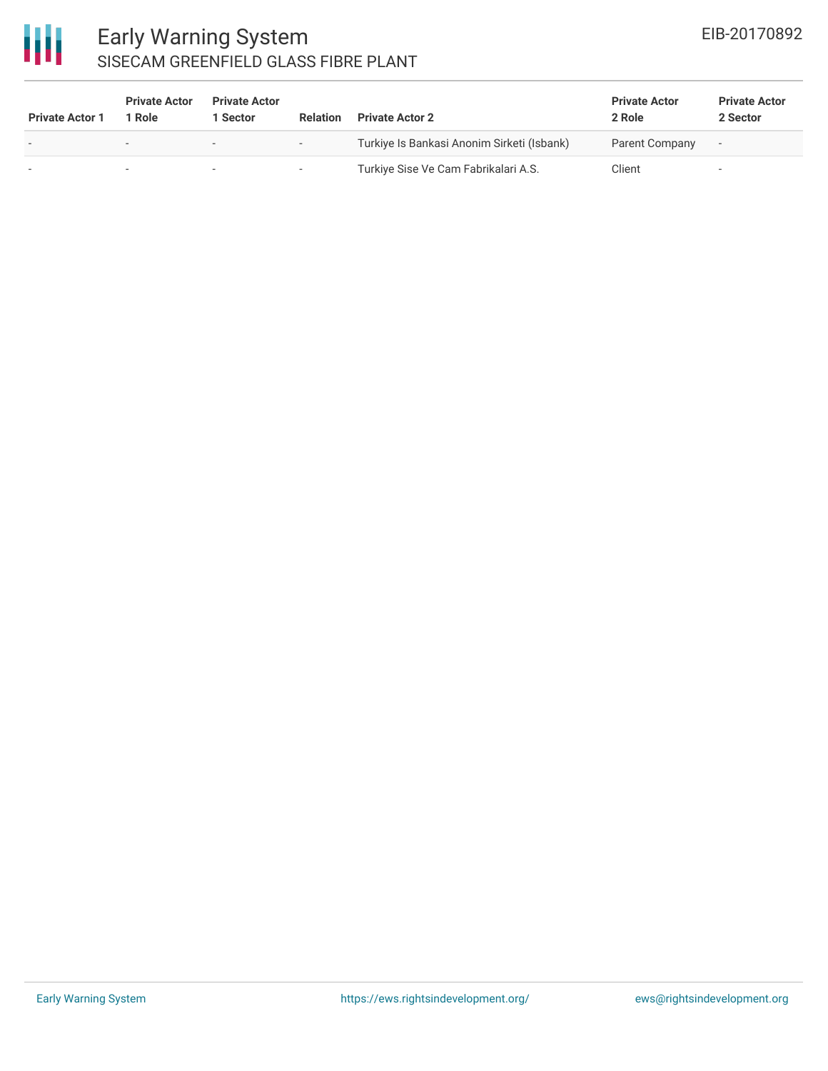| Private Actor 1 | Private Actor 1 Role | Private Actor 1 Sector | Relation | Private Actor 2 | Private Actor 2 Role | Private Actor 2 Sector |
| --- | --- | --- | --- | --- | --- | --- |
| - | - | - | - | Turkiye Is Bankasi Anonim Sirketi (Isbank) | Parent Company | - |
| - | - | - | - | Turkiye Sise Ve Cam Fabrikalari A.S. | Client | - |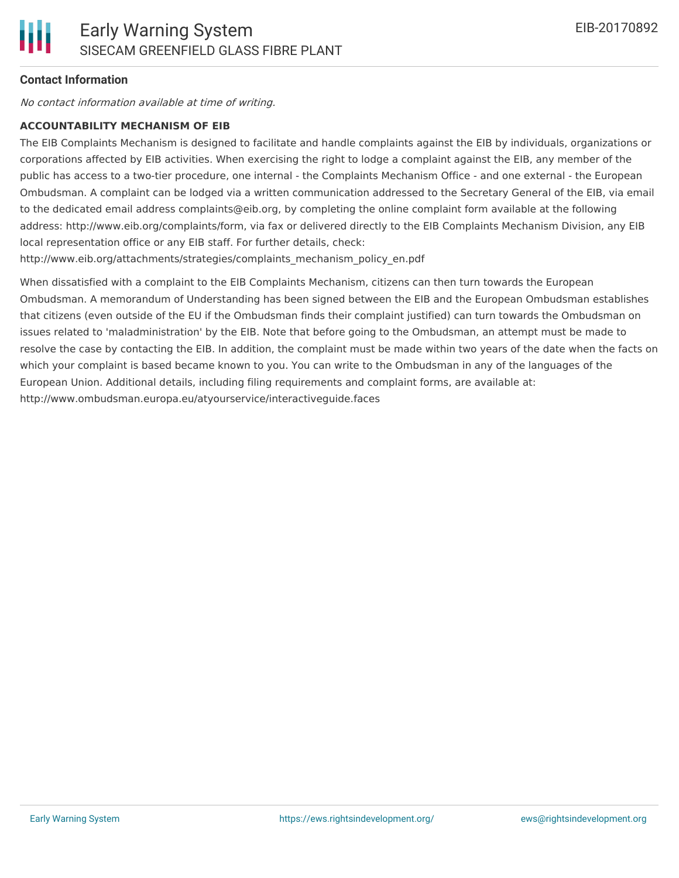**Contact Information**

*No contact information available at time of writing.*

**ACCOUNTABILITY MECHANISM OF EIB**

The EIB Complaints Mechanism is designed to facilitate and handle complaints against the EIB by individuals, organizations or corporations affected by EIB activities. When exercising the right to lodge a complaint against the EIB, any member of the public has access to a two-tier procedure, one internal - the Complaints Mechanism Office - and one external - the European Ombudsman. A complaint can be lodged via a written communication addressed to the Secretary General of the EIB, via email to the dedicated email address complaints@eib.org, by completing the online complaint form available at the following address: http://www.eib.org/complaints/form, via fax or delivered directly to the EIB Complaints Mechanism Division, any EIB local representation office or any EIB staff. For further details, check: http://www.eib.org/attachments/strategies/complaints_mechanism_policy_en.pdf

When dissatisfied with a complaint to the EIB Complaints Mechanism, citizens can then turn towards the European Ombudsman. A memorandum of Understanding has been signed between the EIB and the European Ombudsman establishes that citizens (even outside of the EU if the Ombudsman finds their complaint justified) can turn towards the Ombudsman on issues related to 'maladministration' by the EIB. Note that before going to the Ombudsman, an attempt must be made to resolve the case by contacting the EIB. In addition, the complaint must be made within two years of the date when the facts on which your complaint is based became known to you. You can write to the Ombudsman in any of the languages of the European Union. Additional details, including filing requirements and complaint forms, are available at: http://www.ombudsman.europa.eu/atyourservice/interactiveguide.faces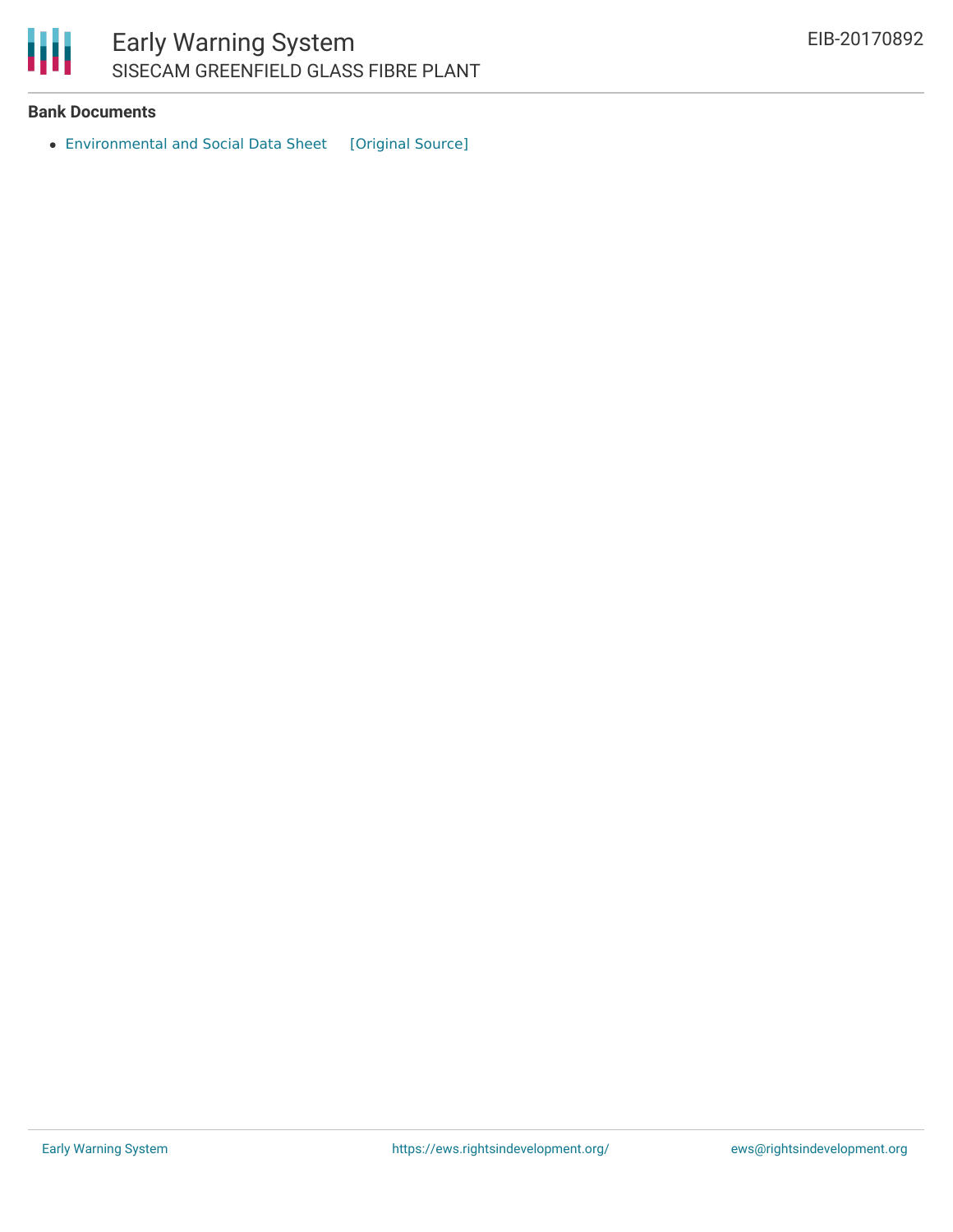**Bank Documents**

- Environmental and Social Data Sheet [Original Source]